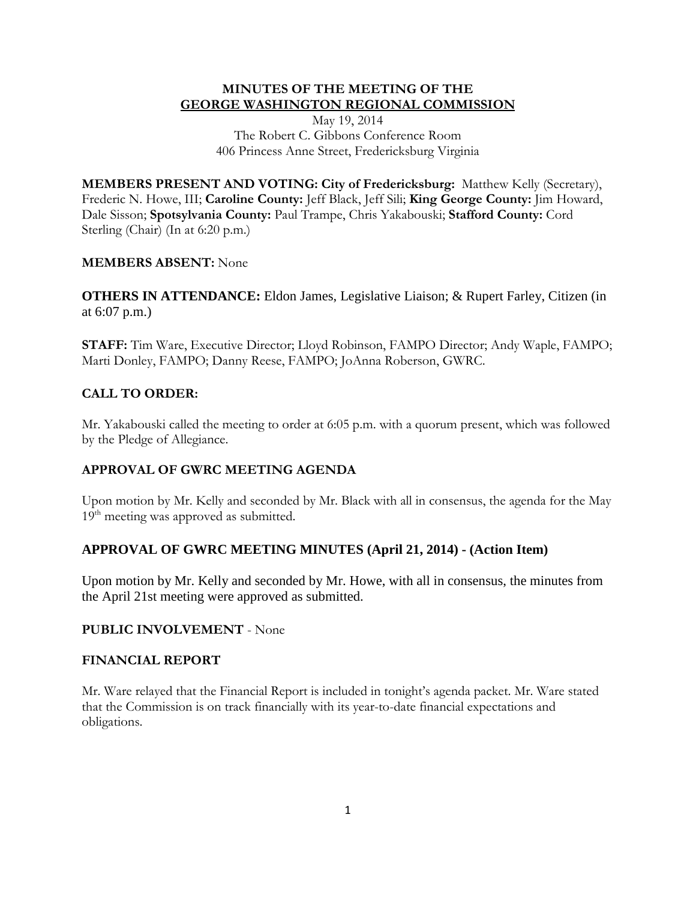# MINUTES OF THE MEETING OF THE GEORGE WASHINGTON REGIONAL COMMISSION

May 19, 2014
The Robert C. Gibbons Conference Room
406 Princess Anne Street, Fredericksburg Virginia

**MEMBERS PRESENT AND VOTING: City of Fredericksburg:** Matthew Kelly (Secretary), Frederic N. Howe, III; **Caroline County:** Jeff Black, Jeff Sili; **King George County:** Jim Howard, Dale Sisson; **Spotsylvania County:** Paul Trampe, Chris Yakabouski; **Stafford County:** Cord Sterling (Chair) (In at 6:20 p.m.)

**MEMBERS ABSENT:** None

**OTHERS IN ATTENDANCE:** Eldon James, Legislative Liaison; & Rupert Farley, Citizen (in at 6:07 p.m.)

**STAFF:** Tim Ware, Executive Director; Lloyd Robinson, FAMPO Director; Andy Waple, FAMPO; Marti Donley, FAMPO; Danny Reese, FAMPO; JoAnna Roberson, GWRC.

## CALL TO ORDER:

Mr. Yakabouski called the meeting to order at 6:05 p.m. with a quorum present, which was followed by the Pledge of Allegiance.

## APPROVAL OF GWRC MEETING AGENDA

Upon motion by Mr. Kelly and seconded by Mr. Black with all in consensus, the agenda for the May 19th meeting was approved as submitted.

## APPROVAL OF GWRC MEETING MINUTES (April 21, 2014) - (Action Item)

Upon motion by Mr. Kelly and seconded by Mr. Howe, with all in consensus, the minutes from the April 21st meeting were approved as submitted.

## PUBLIC INVOLVEMENT - None

## FINANCIAL REPORT

Mr. Ware relayed that the Financial Report is included in tonight's agenda packet. Mr. Ware stated that the Commission is on track financially with its year-to-date financial expectations and obligations.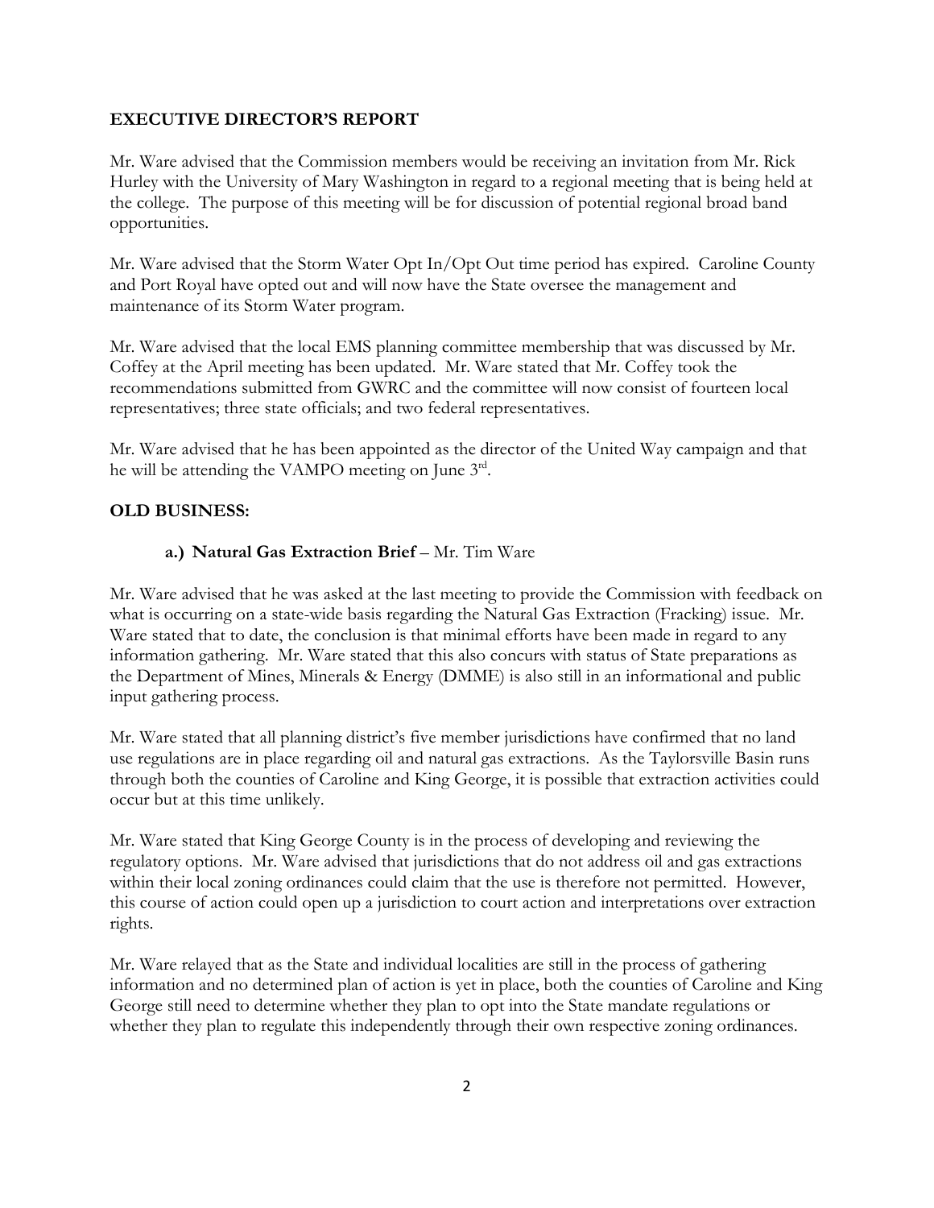## EXECUTIVE DIRECTOR'S REPORT

Mr. Ware advised that the Commission members would be receiving an invitation from Mr. Rick Hurley with the University of Mary Washington in regard to a regional meeting that is being held at the college. The purpose of this meeting will be for discussion of potential regional broad band opportunities.

Mr. Ware advised that the Storm Water Opt In/Opt Out time period has expired. Caroline County and Port Royal have opted out and will now have the State oversee the management and maintenance of its Storm Water program.

Mr. Ware advised that the local EMS planning committee membership that was discussed by Mr. Coffey at the April meeting has been updated. Mr. Ware stated that Mr. Coffey took the recommendations submitted from GWRC and the committee will now consist of fourteen local representatives; three state officials; and two federal representatives.

Mr. Ware advised that he has been appointed as the director of the United Way campaign and that he will be attending the VAMPO meeting on June 3rd.

## OLD BUSINESS:

**a.) Natural Gas Extraction Brief** – Mr. Tim Ware

Mr. Ware advised that he was asked at the last meeting to provide the Commission with feedback on what is occurring on a state-wide basis regarding the Natural Gas Extraction (Fracking) issue. Mr. Ware stated that to date, the conclusion is that minimal efforts have been made in regard to any information gathering. Mr. Ware stated that this also concurs with status of State preparations as the Department of Mines, Minerals & Energy (DMME) is also still in an informational and public input gathering process.

Mr. Ware stated that all planning district's five member jurisdictions have confirmed that no land use regulations are in place regarding oil and natural gas extractions. As the Taylorsville Basin runs through both the counties of Caroline and King George, it is possible that extraction activities could occur but at this time unlikely.

Mr. Ware stated that King George County is in the process of developing and reviewing the regulatory options. Mr. Ware advised that jurisdictions that do not address oil and gas extractions within their local zoning ordinances could claim that the use is therefore not permitted. However, this course of action could open up a jurisdiction to court action and interpretations over extraction rights.

Mr. Ware relayed that as the State and individual localities are still in the process of gathering information and no determined plan of action is yet in place, both the counties of Caroline and King George still need to determine whether they plan to opt into the State mandate regulations or whether they plan to regulate this independently through their own respective zoning ordinances.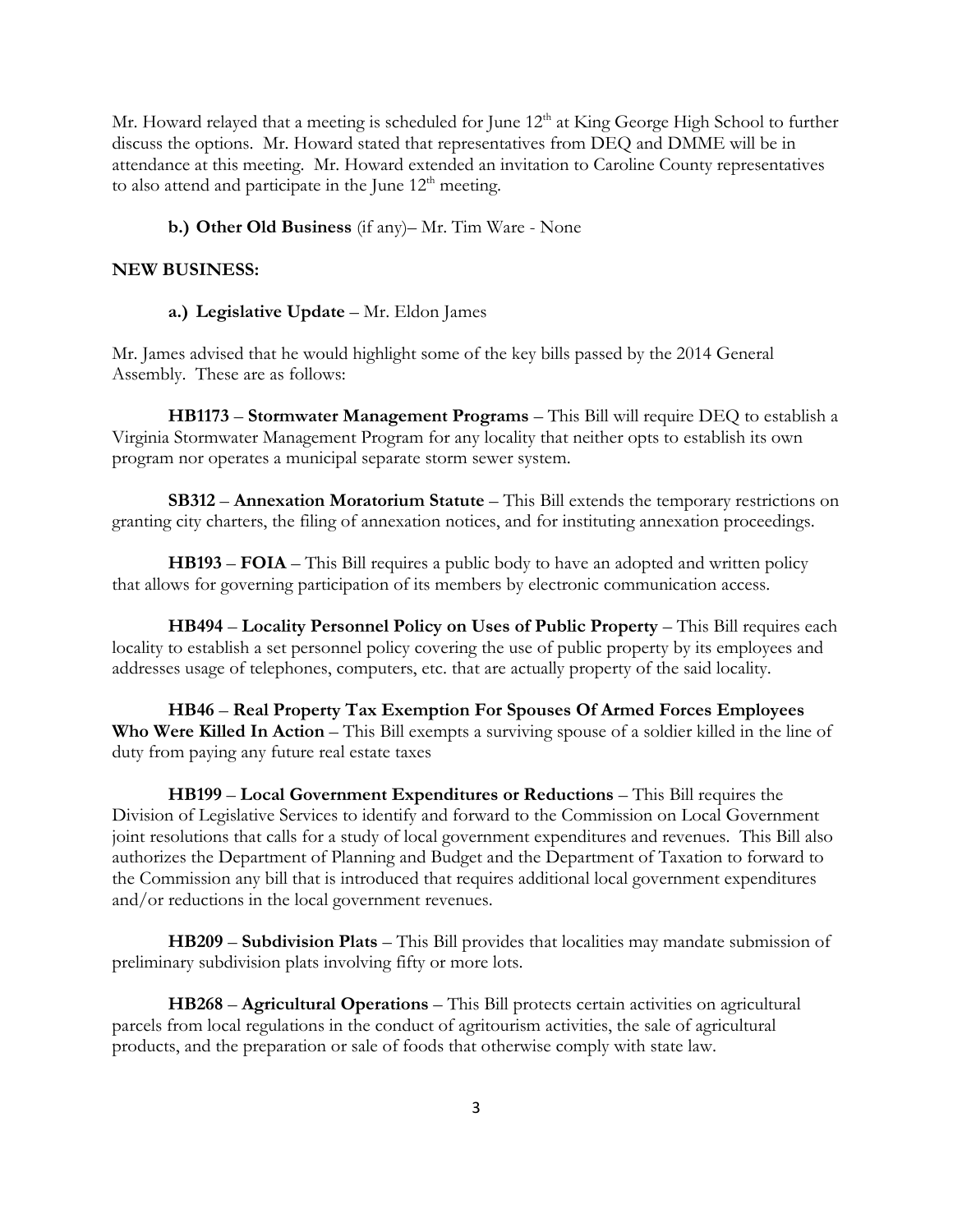Mr. Howard relayed that a meeting is scheduled for June 12th at King George High School to further discuss the options. Mr. Howard stated that representatives from DEQ and DMME will be in attendance at this meeting. Mr. Howard extended an invitation to Caroline County representatives to also attend and participate in the June 12th meeting.

**b.) Other Old Business** (if any)– Mr. Tim Ware - None

**NEW BUSINESS:**

**a.) Legislative Update** – Mr. Eldon James

Mr. James advised that he would highlight some of the key bills passed by the 2014 General Assembly. These are as follows:

**HB1173** – **Stormwater Management Programs** – This Bill will require DEQ to establish a Virginia Stormwater Management Program for any locality that neither opts to establish its own program nor operates a municipal separate storm sewer system.

**SB312** – **Annexation Moratorium Statute** – This Bill extends the temporary restrictions on granting city charters, the filing of annexation notices, and for instituting annexation proceedings.

**HB193** – **FOIA** – This Bill requires a public body to have an adopted and written policy that allows for governing participation of its members by electronic communication access.

**HB494** – **Locality Personnel Policy on Uses of Public Property** – This Bill requires each locality to establish a set personnel policy covering the use of public property by its employees and addresses usage of telephones, computers, etc. that are actually property of the said locality.

**HB46** – **Real Property Tax Exemption For Spouses Of Armed Forces Employees Who Were Killed In Action** – This Bill exempts a surviving spouse of a soldier killed in the line of duty from paying any future real estate taxes

**HB199** – **Local Government Expenditures or Reductions** – This Bill requires the Division of Legislative Services to identify and forward to the Commission on Local Government joint resolutions that calls for a study of local government expenditures and revenues. This Bill also authorizes the Department of Planning and Budget and the Department of Taxation to forward to the Commission any bill that is introduced that requires additional local government expenditures and/or reductions in the local government revenues.

**HB209** – **Subdivision Plats** – This Bill provides that localities may mandate submission of preliminary subdivision plats involving fifty or more lots.

**HB268** – **Agricultural Operations** – This Bill protects certain activities on agricultural parcels from local regulations in the conduct of agritourism activities, the sale of agricultural products, and the preparation or sale of foods that otherwise comply with state law.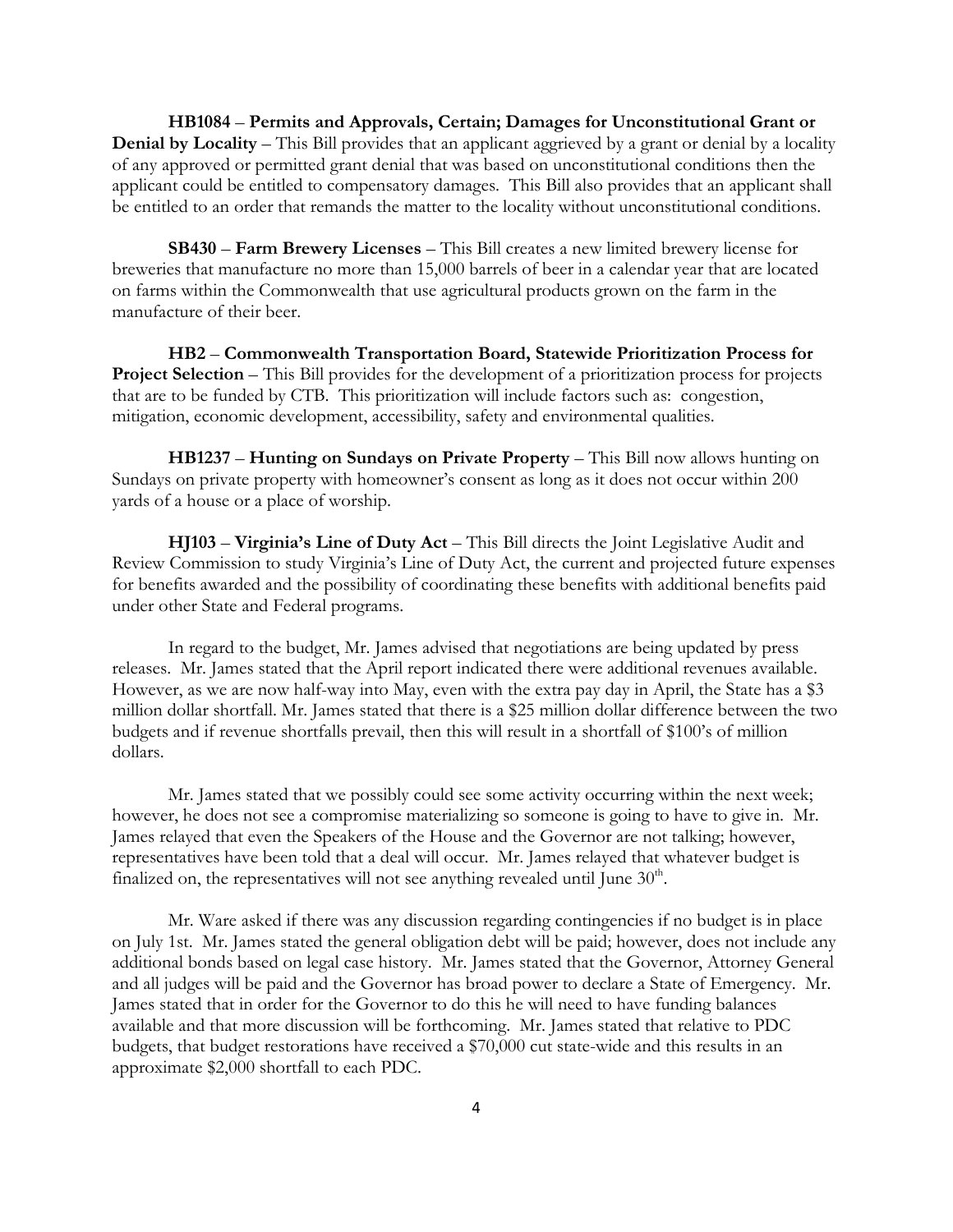**HB1084** – **Permits and Approvals, Certain; Damages for Unconstitutional Grant or Denial by Locality** – This Bill provides that an applicant aggrieved by a grant or denial by a locality of any approved or permitted grant denial that was based on unconstitutional conditions then the applicant could be entitled to compensatory damages. This Bill also provides that an applicant shall be entitled to an order that remands the matter to the locality without unconstitutional conditions.

**SB430** – **Farm Brewery Licenses** – This Bill creates a new limited brewery license for breweries that manufacture no more than 15,000 barrels of beer in a calendar year that are located on farms within the Commonwealth that use agricultural products grown on the farm in the manufacture of their beer.

**HB2** – **Commonwealth Transportation Board, Statewide Prioritization Process for Project Selection** – This Bill provides for the development of a prioritization process for projects that are to be funded by CTB. This prioritization will include factors such as: congestion, mitigation, economic development, accessibility, safety and environmental qualities.

**HB1237** – **Hunting on Sundays on Private Property** – This Bill now allows hunting on Sundays on private property with homeowner's consent as long as it does not occur within 200 yards of a house or a place of worship.

**HJ103** – **Virginia's Line of Duty Act** – This Bill directs the Joint Legislative Audit and Review Commission to study Virginia's Line of Duty Act, the current and projected future expenses for benefits awarded and the possibility of coordinating these benefits with additional benefits paid under other State and Federal programs.

In regard to the budget, Mr. James advised that negotiations are being updated by press releases. Mr. James stated that the April report indicated there were additional revenues available. However, as we are now half-way into May, even with the extra pay day in April, the State has a $3 million dollar shortfall. Mr. James stated that there is a $25 million dollar difference between the two budgets and if revenue shortfalls prevail, then this will result in a shortfall of $100's of million dollars.

Mr. James stated that we possibly could see some activity occurring within the next week; however, he does not see a compromise materializing so someone is going to have to give in. Mr. James relayed that even the Speakers of the House and the Governor are not talking; however, representatives have been told that a deal will occur. Mr. James relayed that whatever budget is finalized on, the representatives will not see anything revealed until June 30th.

Mr. Ware asked if there was any discussion regarding contingencies if no budget is in place on July 1st. Mr. James stated the general obligation debt will be paid; however, does not include any additional bonds based on legal case history. Mr. James stated that the Governor, Attorney General and all judges will be paid and the Governor has broad power to declare a State of Emergency. Mr. James stated that in order for the Governor to do this he will need to have funding balances available and that more discussion will be forthcoming. Mr. James stated that relative to PDC budgets, that budget restorations have received a $70,000 cut state-wide and this results in an approximate $2,000 shortfall to each PDC.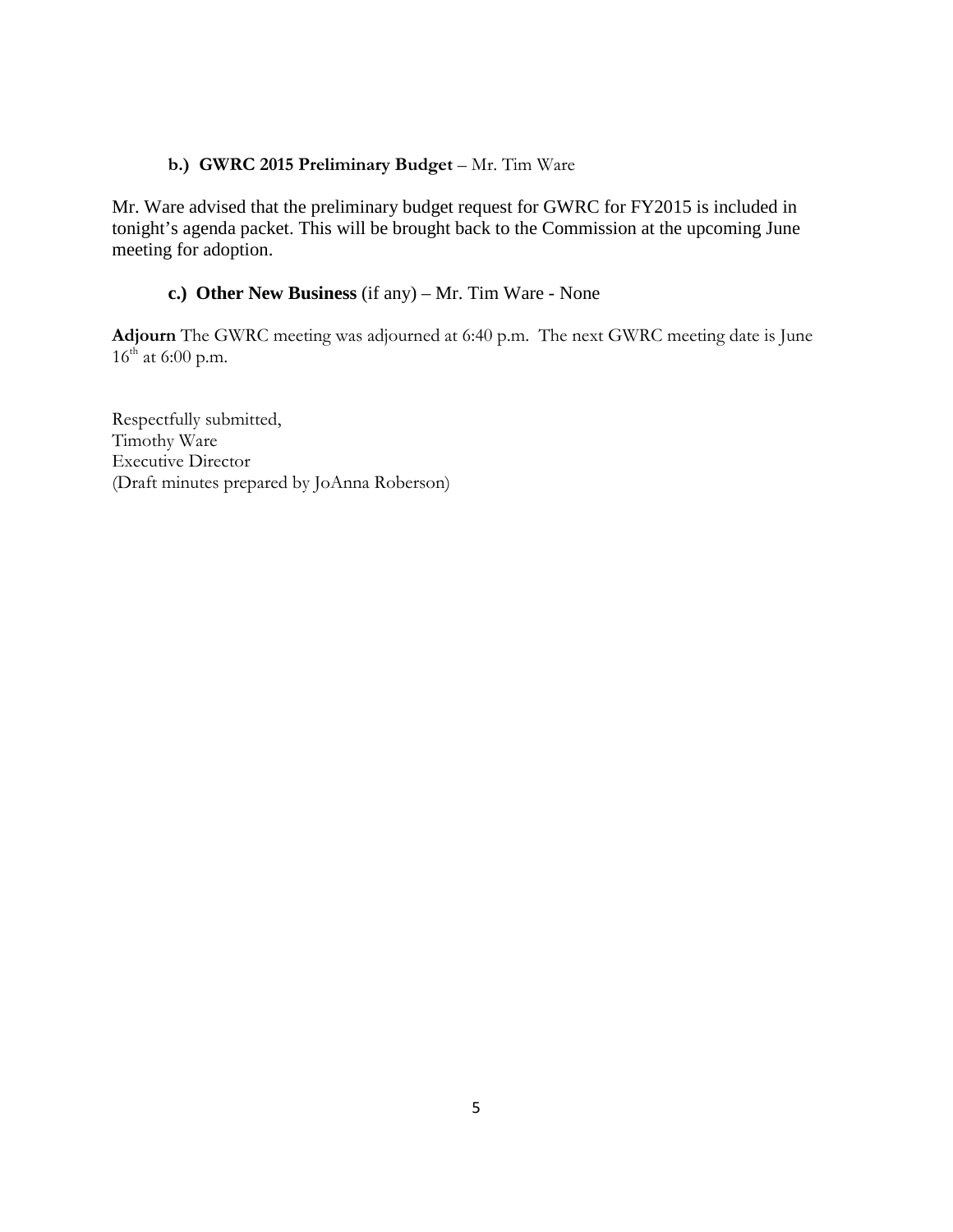**b.) GWRC 2015 Preliminary Budget** – Mr. Tim Ware

Mr. Ware advised that the preliminary budget request for GWRC for FY2015 is included in tonight's agenda packet. This will be brought back to the Commission at the upcoming June meeting for adoption.

**c.) Other New Business** (if any) – Mr. Tim Ware - None

**Adjourn** The GWRC meeting was adjourned at 6:40 p.m. The next GWRC meeting date is June 16th at 6:00 p.m.

Respectfully submitted,
Timothy Ware
Executive Director
(Draft minutes prepared by JoAnna Roberson)